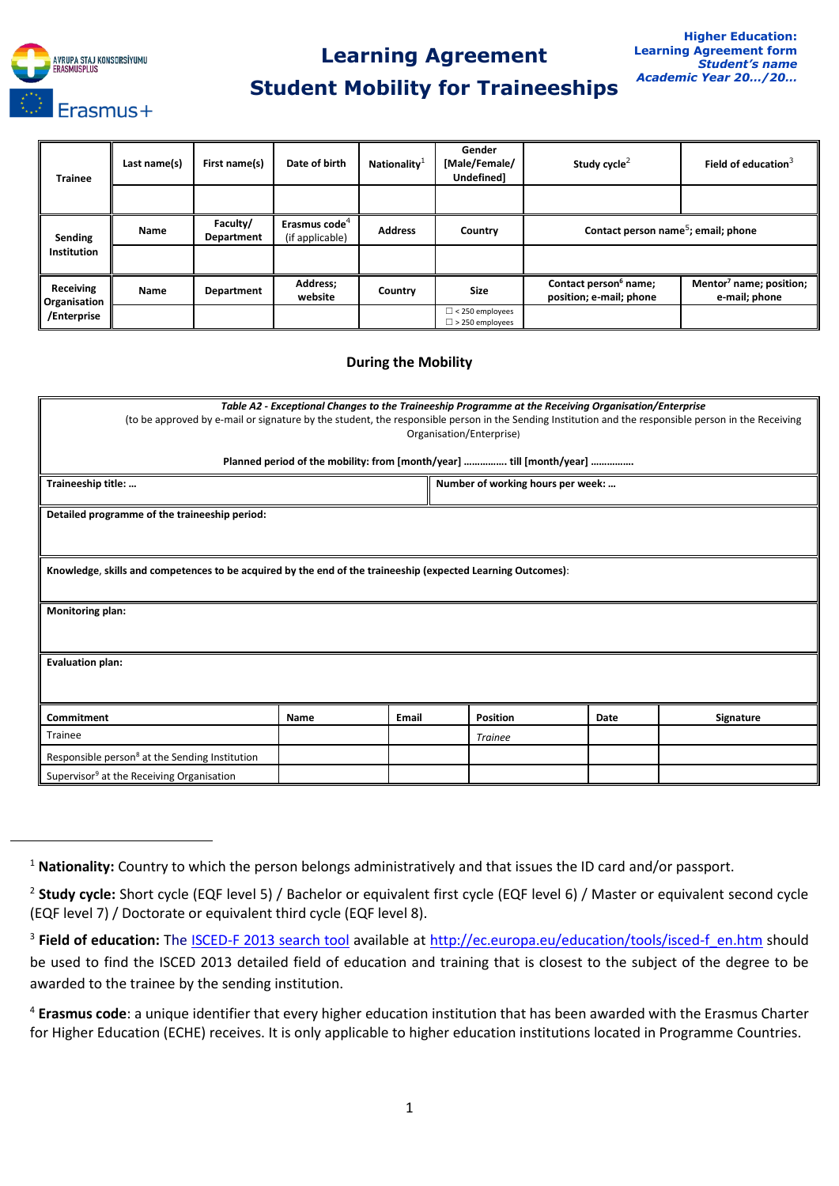# Learning Agreement

# Student Mobility for Traineeships

**Higher Education:**
**Learning Agreement form**
***Student's name***
***Academic Year 20…/20…***

| Trainee | Last name(s) | First name(s) | Date of birth | Nationality[1] | Gender [Male/Female/ Undefined] | Study cycle[2] | Field of education[3] |
|---|---|---|---|---|---|---|---|
| | | | | | | | |
| **Sending Institution** | **Name** | **Faculty/ Department** | **Erasmus code[4]** (if applicable) | **Address** | **Country** | **Contact person name[5]; email; phone** | |
| | | | | | | | |
| **Receiving Organisation /Enterprise** | **Name** | **Department** | **Address; website** | **Country** | **Size** | **Contact person[6] name; position; e-mail; phone** | **Mentor[7] name; position; e-mail; phone** |
| | | | | | ☐ < 250 employees ☐ > 250 employees | | |

## During the Mobility

***Table A2 - Exceptional Changes to the Traineeship Programme at the Receiving Organisation/Enterprise***
(to be approved by e-mail or signature by the student, the responsible person in the Sending Institution and the responsible person in the Receiving Organisation/Enterprise)

**Planned period of the mobility: from [month/year] ……………. till [month/year] ……………**

| **Traineeship title: …** | **Number of working hours per week: …** |
|---|---|

**Detailed programme of the traineeship period:**

**Knowledge, skills and competences to be acquired by the end of the traineeship (expected Learning Outcomes)**:

**Monitoring plan:**

**Evaluation plan:**

| **Commitment** | **Name** | **Email** | **Position** | **Date** | **Signature** |
|---|---|---|---|---|---|
| Trainee | | | *Trainee* | | |
| Responsible person[8] at the Sending Institution | | | | | |
| Supervisor[9] at the Receiving Organisation | | | | | |

---

[1] **Nationality:** Country to which the person belongs administratively and that issues the ID card and/or passport.

[2] **Study cycle:** Short cycle (EQF level 5) / Bachelor or equivalent first cycle (EQF level 6) / Master or equivalent second cycle (EQF level 7) / Doctorate or equivalent third cycle (EQF level 8).

[3] **Field of education:** The ISCED-F 2013 search tool available at http://ec.europa.eu/education/tools/isced-f_en.htm should be used to find the ISCED 2013 detailed field of education and training that is closest to the subject of the degree to be awarded to the trainee by the sending institution.

[4] **Erasmus code**: a unique identifier that every higher education institution that has been awarded with the Erasmus Charter for Higher Education (ECHE) receives. It is only applicable to higher education institutions located in Programme Countries.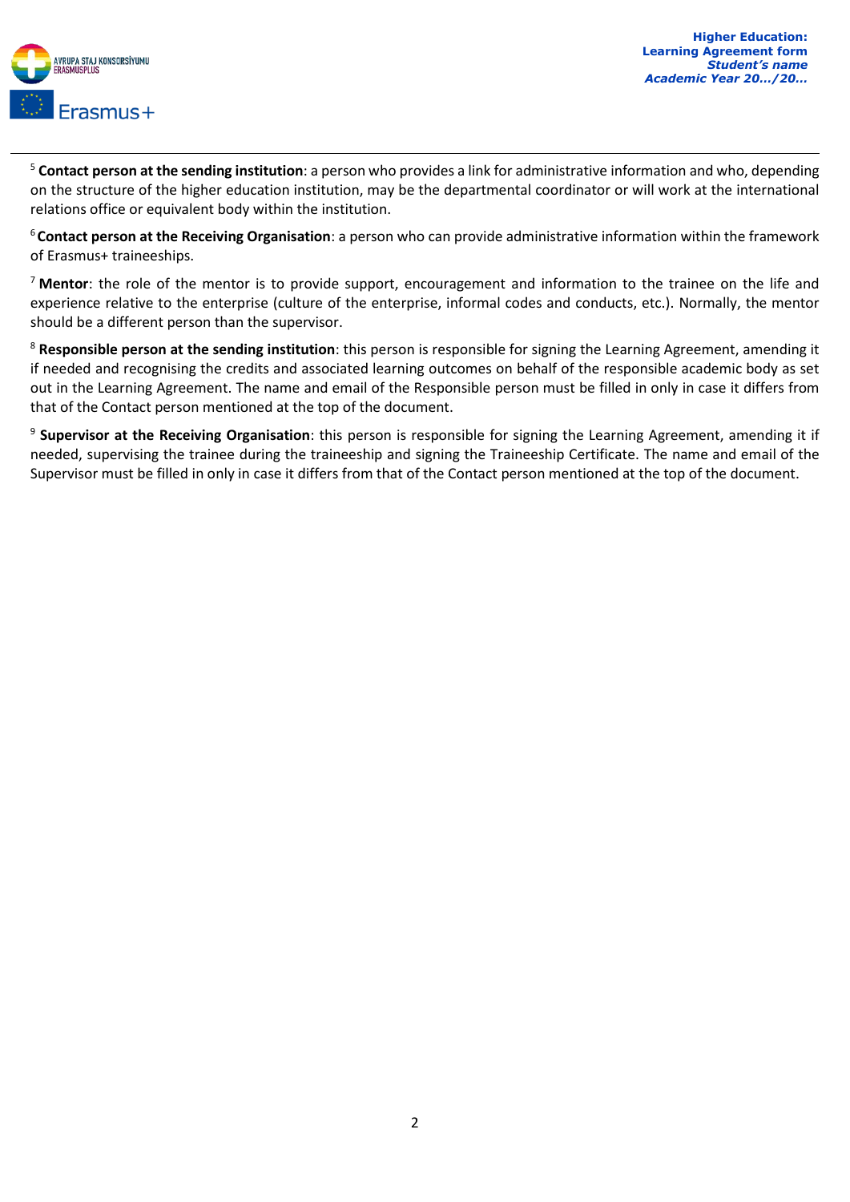[5] **Contact person at the sending institution**: a person who provides a link for administrative information and who, depending on the structure of the higher education institution, may be the departmental coordinator or will work at the international relations office or equivalent body within the institution.

[6] **Contact person at the Receiving Organisation**: a person who can provide administrative information within the framework of Erasmus+ traineeships.

[7] **Mentor**: the role of the mentor is to provide support, encouragement and information to the trainee on the life and experience relative to the enterprise (culture of the enterprise, informal codes and conducts, etc.). Normally, the mentor should be a different person than the supervisor.

[8] **Responsible person at the sending institution**: this person is responsible for signing the Learning Agreement, amending it if needed and recognising the credits and associated learning outcomes on behalf of the responsible academic body as set out in the Learning Agreement. The name and email of the Responsible person must be filled in only in case it differs from that of the Contact person mentioned at the top of the document.

[9] **Supervisor at the Receiving Organisation**: this person is responsible for signing the Learning Agreement, amending it if needed, supervising the trainee during the traineeship and signing the Traineeship Certificate. The name and email of the Supervisor must be filled in only in case it differs from that of the Contact person mentioned at the top of the document.